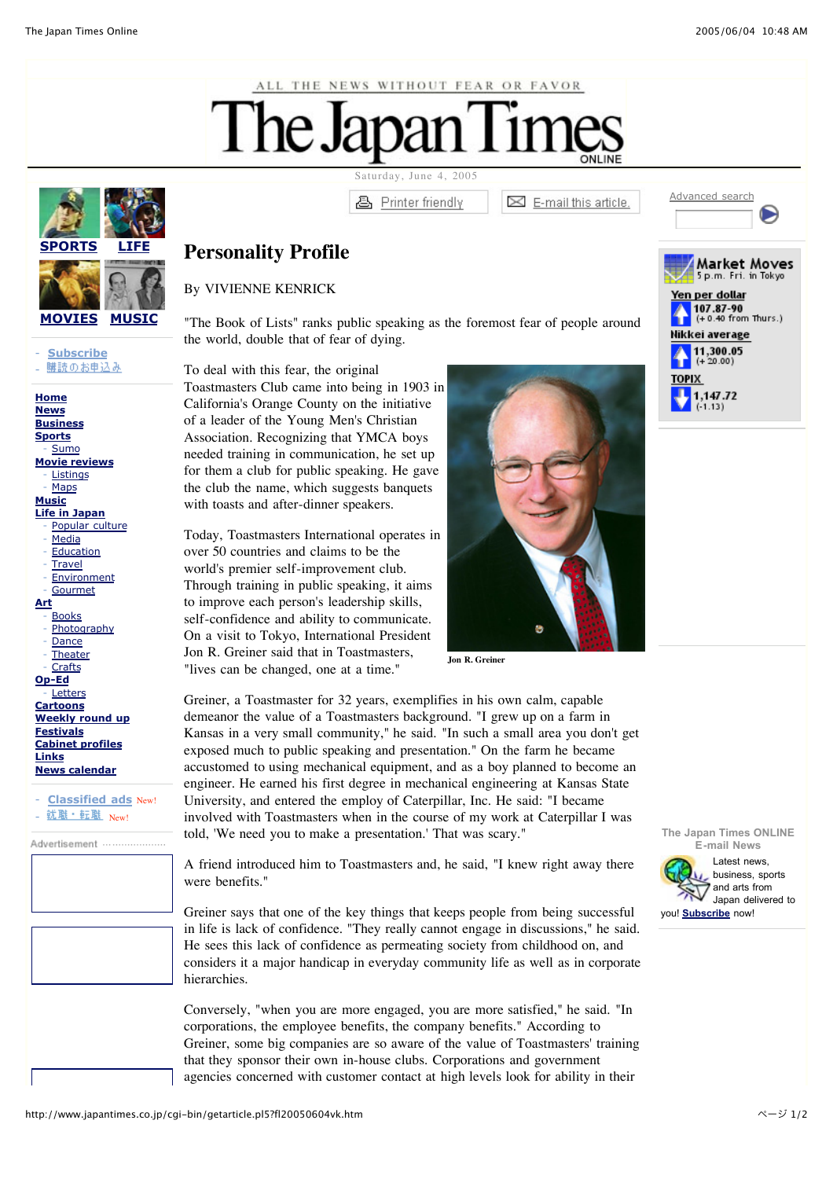# Personality Profile

By VIVIENNE KENRICK

"The Book of Lists" ranks public speaking as the foremost fear of people around the world, double that of fear of dying.

To deal with this fear, the original Toastmasters Club came into being in 1903 in California's Orange County on the initiative of a leader of the Young Men's Christian Association. Recognizing that YMCA boys needed training in communication, he set up for them a club for public speaking. He gave the club the name, which suggests banquets with toasts and after-dinner speakers.

Today, Toastmasters International operates in over 50 countries and claims to be the world's premier self-improvement club. Through training in public speaking, it aims to improve each person's leadership skills, self-confidence and ability to communicate. On a visit to Tokyo, International President Jon R. Greiner said that in Toastmasters, "lives can be changed, one at a time."

Jon R. Greiner

Greiner, a Toastmaster for 32 years, exemplifies in his own calm, capable demeanor the value of a Toastmasters background. "I grew up on a farm in Kansas in a very small community," he said. "In such a small area you don't get exposed much to public speaking and presentation." On the farm he became accustomed to using mechanical equipment, and as a boy planned to become an engineer. He earned his first degree in mechanical engineering at Kansas State University, and entered the employ of Caterpillar, Inc. He said: "I became involved with Toastmasters when in the course of my work at Caterpillar I was told, 'We need you to make a presentation.' That was scary."

A friend introduced him to Toastmasters and, he said, "I knew right away there were benefits."

Greiner says that one of the key things that keeps people from being successful in life is lack of confidence. "They really cannot engage in discussions," he said. He sees this lack of confidence as permeating society from childhood on, and considers it a major handicap in everyday community life as well as in corporate hierarchies.

Conversely, "when you are more engaged, you are more satisfied," he said. "In corporations, the employee benefits, the company benefits." According to Greiner, some big companies are so aware of the value of Toastmasters' training that they sponsor their own in-house clubs. Corporations and government agencies concerned with customer contact at high levels look for ability in their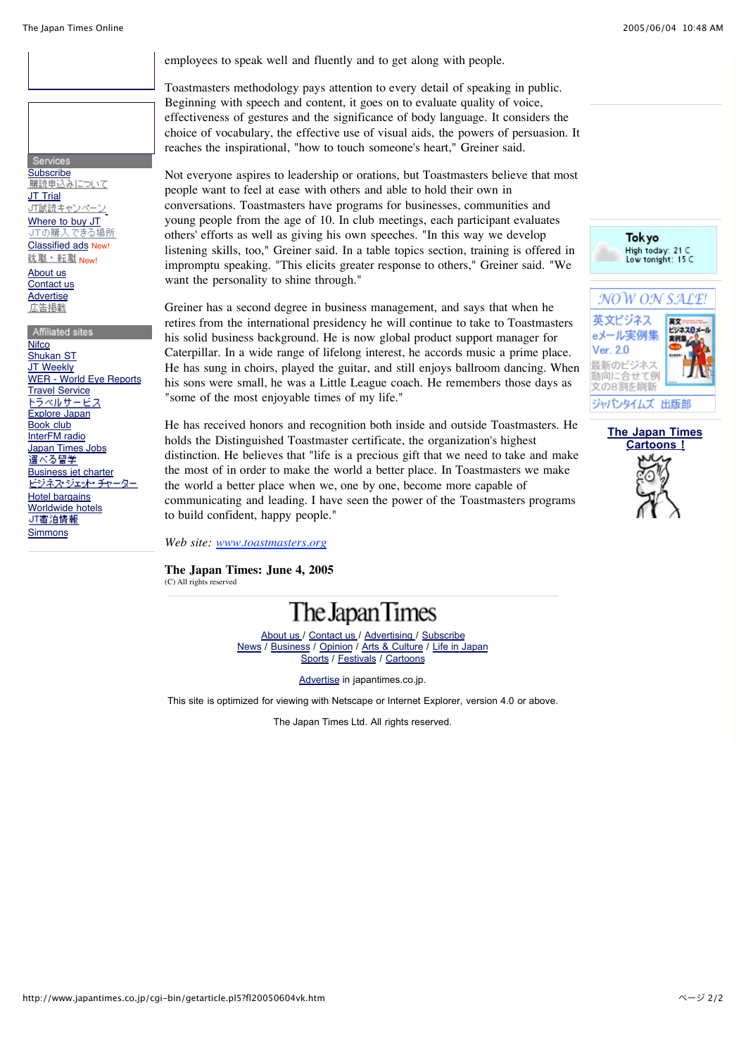employees to speak well and fluently and to get along with people.

Toastmasters methodology pays attention to every detail of speaking in public. Beginning with speech and content, it goes on to evaluate quality of voice, effectiveness of gestures and the significance of body language. It considers the choice of vocabulary, the effective use of visual aids, the powers of persuasion. It reaches the inspirational, "how to touch someone's heart," Greiner said.

Not everyone aspires to leadership or orations, but Toastmasters believe that most people want to feel at ease with others and able to hold their own in conversations. Toastmasters have programs for businesses, communities and young people from the age of 10. In club meetings, each participant evaluates others' efforts as well as giving his own speeches. "In this way we develop listening skills, too," Greiner said. In a table topics section, training is offered in impromptu speaking. "This elicits greater response to others," Greiner said. "We want the personality to shine through."

Greiner has a second degree in business management, and says that when he retires from the international presidency he will continue to take to Toastmasters his solid business background. He is now global product support manager for Caterpillar. In a wide range of lifelong interest, he accords music a prime place. He has sung in choirs, played the guitar, and still enjoys ballroom dancing. When his sons were small, he was a Little League coach. He remembers those days as "some of the most enjoyable times of my life."

He has received honors and recognition both inside and outside Toastmasters. He holds the Distinguished Toastmaster certificate, the organization's highest distinction. He believes that "life is a precious gift that we need to take and make the most of in order to make the world a better place. In Toastmasters we make the world a better place when we, one by one, become more capable of communicating and leading. I have seen the power of the Toastmasters programs to build confident, happy people."

*Web site: www.toastmasters.org*

**The Japan Times: June 4, 2005**

(C) All rights reserved